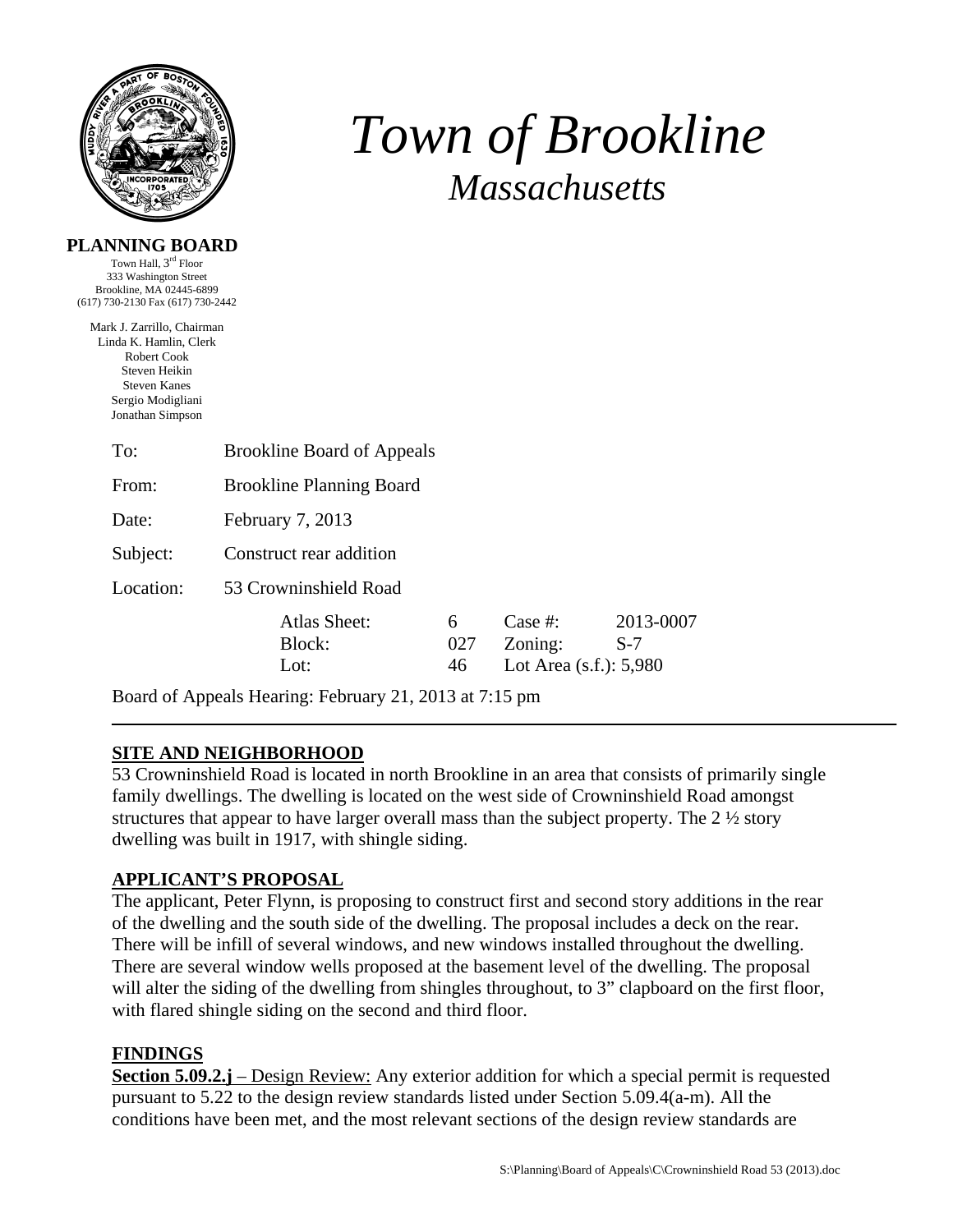# *Town of Brookline*

## *Massachusetts*

**PLANNING BOARD**

Town Hall, 3rd Floor
333 Washington Street
Brookline, MA 02445-6899
(617) 730-2130 Fax (617) 730-2442

Mark J. Zarrillo, Chairman
Linda K. Hamlin, Clerk
Robert Cook
Steven Heikin
Steven Kanes
Sergio Modigliani
Jonathan Simpson

To: Brookline Board of Appeals

From: Brookline Planning Board

Date: February 7, 2013

Subject: Construct rear addition

Location: 53 Crowninshield Road

| | | | |
|---|---|---|---|
| Atlas Sheet: | 6 | Case #: | 2013-0007 |
| Block: | 027 | Zoning: | S-7 |
| Lot: | 46 | Lot Area (s.f.): 5,980 | |

Board of Appeals Hearing: February 21, 2013 at 7:15 pm

---

**SITE AND NEIGHBORHOOD**

53 Crowninshield Road is located in north Brookline in an area that consists of primarily single family dwellings. The dwelling is located on the west side of Crowninshield Road amongst structures that appear to have larger overall mass than the subject property. The 2 ½ story dwelling was built in 1917, with shingle siding.

**APPLICANT'S PROPOSAL**

The applicant, Peter Flynn, is proposing to construct first and second story additions in the rear of the dwelling and the south side of the dwelling. The proposal includes a deck on the rear. There will be infill of several windows, and new windows installed throughout the dwelling. There are several window wells proposed at the basement level of the dwelling. The proposal will alter the siding of the dwelling from shingles throughout, to 3" clapboard on the first floor, with flared shingle siding on the second and third floor.

**FINDINGS**

**Section 5.09.2.j** – Design Review: Any exterior addition for which a special permit is requested pursuant to 5.22 to the design review standards listed under Section 5.09.4(a-m). All the conditions have been met, and the most relevant sections of the design review standards are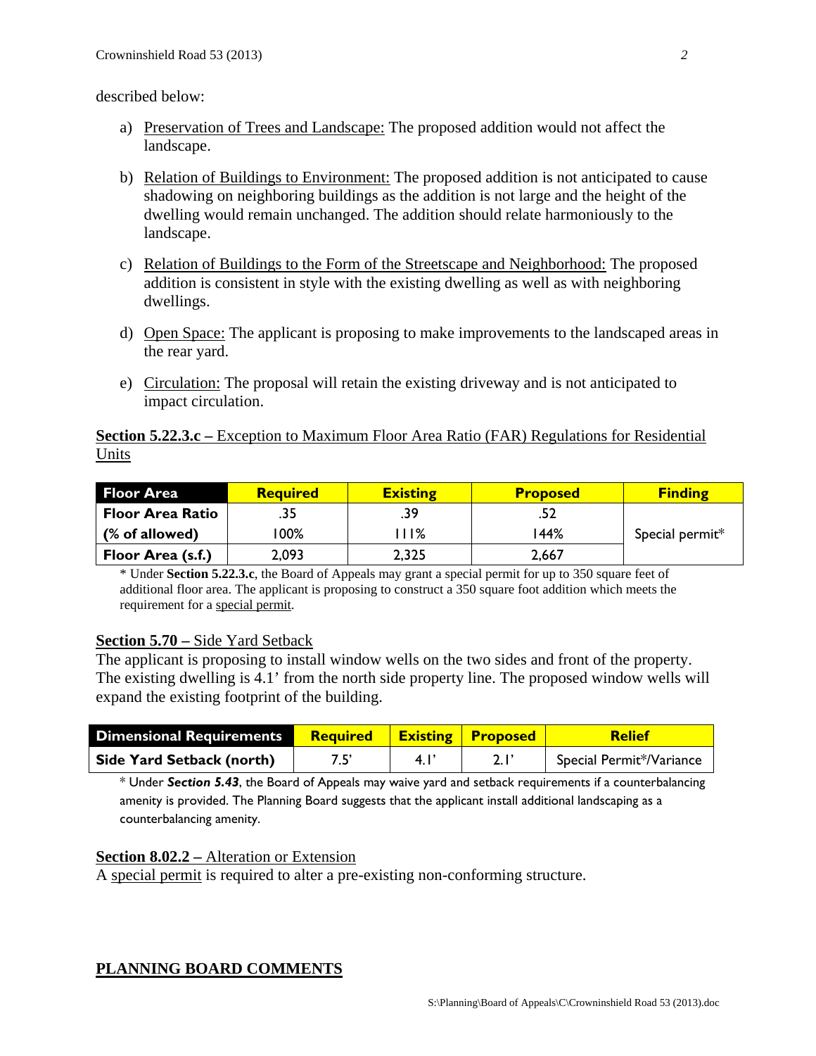described below:

a) Preservation of Trees and Landscape: The proposed addition would not affect the landscape.

b) Relation of Buildings to Environment: The proposed addition is not anticipated to cause shadowing on neighboring buildings as the addition is not large and the height of the dwelling would remain unchanged. The addition should relate harmoniously to the landscape.

c) Relation of Buildings to the Form of the Streetscape and Neighborhood: The proposed addition is consistent in style with the existing dwelling as well as with neighboring dwellings.

d) Open Space: The applicant is proposing to make improvements to the landscaped areas in the rear yard.

e) Circulation: The proposal will retain the existing driveway and is not anticipated to impact circulation.

**Section 5.22.3.c –** Exception to Maximum Floor Area Ratio (FAR) Regulations for Residential Units

| Floor Area | Required | Existing | Proposed | Finding |
|---|---|---|---|---|
| Floor Area Ratio | .35 | .39 | .52 | Special permit* |
| (% of allowed) | 100% | 111% | 144% | |
| Floor Area (s.f.) | 2,093 | 2,325 | 2,667 | |

\* Under **Section 5.22.3.c**, the Board of Appeals may grant a special permit for up to 350 square feet of additional floor area. The applicant is proposing to construct a 350 square foot addition which meets the requirement for a special permit.

**Section 5.70 –** Side Yard Setback

The applicant is proposing to install window wells on the two sides and front of the property. The existing dwelling is 4.1' from the north side property line. The proposed window wells will expand the existing footprint of the building.

| Dimensional Requirements | Required | Existing | Proposed | Relief |
|---|---|---|---|---|
| Side Yard Setback (north) | 7.5' | 4.1' | 2.1' | Special Permit*/Variance |

\* Under ***Section 5.43***, the Board of Appeals may waive yard and setback requirements if a counterbalancing amenity is provided. The Planning Board suggests that the applicant install additional landscaping as a counterbalancing amenity.

**Section 8.02.2 –** Alteration or Extension

A special permit is required to alter a pre-existing non-conforming structure.

## PLANNING BOARD COMMENTS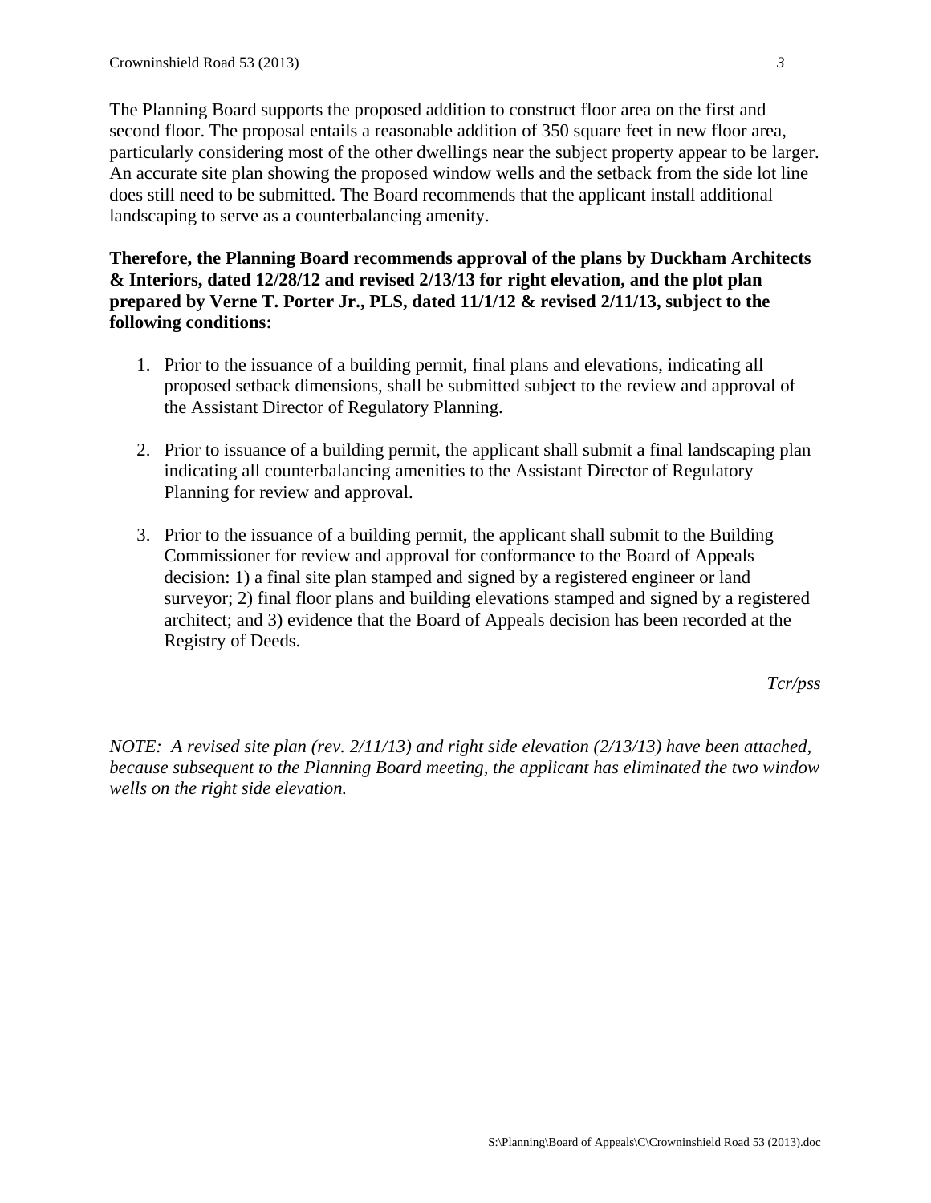The Planning Board supports the proposed addition to construct floor area on the first and second floor. The proposal entails a reasonable addition of 350 square feet in new floor area, particularly considering most of the other dwellings near the subject property appear to be larger. An accurate site plan showing the proposed window wells and the setback from the side lot line does still need to be submitted. The Board recommends that the applicant install additional landscaping to serve as a counterbalancing amenity.

**Therefore, the Planning Board recommends approval of the plans by Duckham Architects & Interiors, dated 12/28/12 and revised 2/13/13 for right elevation, and the plot plan prepared by Verne T. Porter Jr., PLS, dated 11/1/12 & revised 2/11/13, subject to the following conditions:**

1. Prior to the issuance of a building permit, final plans and elevations, indicating all proposed setback dimensions, shall be submitted subject to the review and approval of the Assistant Director of Regulatory Planning.

2. Prior to issuance of a building permit, the applicant shall submit a final landscaping plan indicating all counterbalancing amenities to the Assistant Director of Regulatory Planning for review and approval.

3. Prior to the issuance of a building permit, the applicant shall submit to the Building Commissioner for review and approval for conformance to the Board of Appeals decision: 1) a final site plan stamped and signed by a registered engineer or land surveyor; 2) final floor plans and building elevations stamped and signed by a registered architect; and 3) evidence that the Board of Appeals decision has been recorded at the Registry of Deeds.

*Tcr/pss*

*NOTE: A revised site plan (rev. 2/11/13) and right side elevation (2/13/13) have been attached, because subsequent to the Planning Board meeting, the applicant has eliminated the two window wells on the right side elevation.*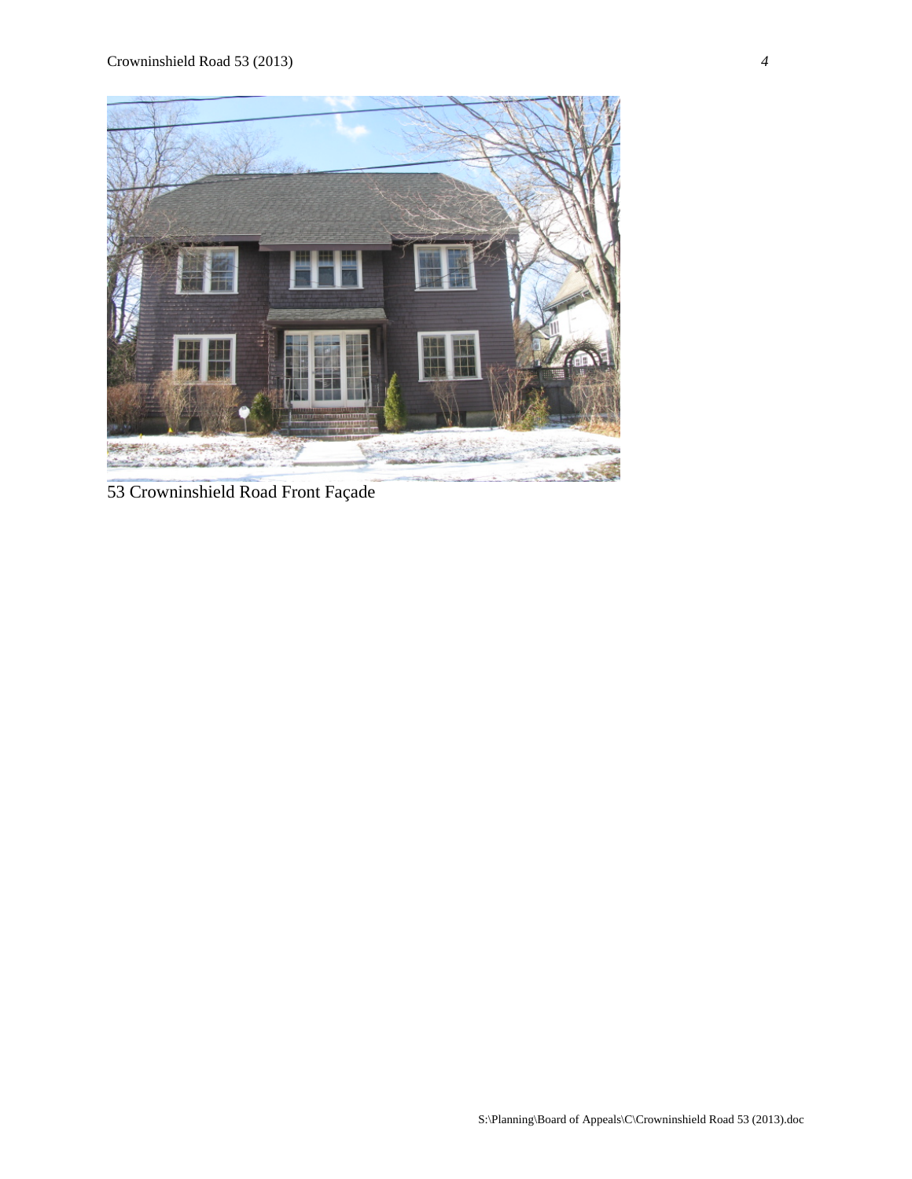53 Crowninshield Road Front Façade